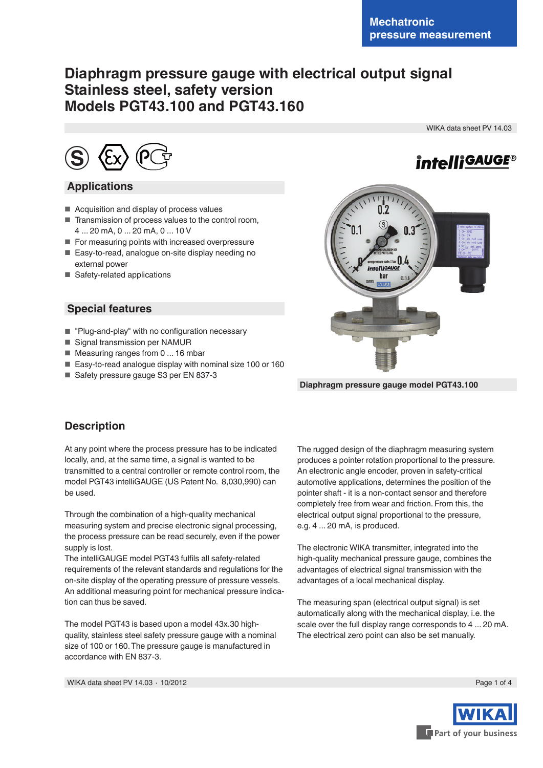Mechatronic pressure measurement

# Diaphragm pressure gauge with electrical output signal Stainless steel, safety version Models PGT43.100 and PGT43.160

WIKA data sheet PV 14.03

## Applications

- Acquisition and display of process values
- Transmission of process values to the control room, 4 ... 20 mA, 0 ... 20 mA, 0 ... 10 V
- For measuring points with increased overpressure
- Easy-to-read, analogue on-site display needing no external power
- Safety-related applications

## Special features

- "Plug-and-play" with no configuration necessary
- Signal transmission per NAMUR
- Measuring ranges from 0 ... 16 mbar
- Easy-to-read analogue display with nominal size 100 or 160
- Safety pressure gauge S3 per EN 837-3

Diaphragm pressure gauge model PGT43.100

## Description

At any point where the process pressure has to be indicated locally, and, at the same time, a signal is wanted to be transmitted to a central controller or remote control room, the model PGT43 intelliGAUGE (US Patent No. 8,030,990) can be used.

Through the combination of a high-quality mechanical measuring system and precise electronic signal processing, the process pressure can be read securely, even if the power supply is lost.
The intelliGAUGE model PGT43 fulfils all safety-related requirements of the relevant standards and regulations for the on-site display of the operating pressure of pressure vessels. An additional measuring point for mechanical pressure indication can thus be saved.

The model PGT43 is based upon a model 43x.30 high-quality, stainless steel safety pressure gauge with a nominal size of 100 or 160. The pressure gauge is manufactured in accordance with EN 837-3.

The rugged design of the diaphragm measuring system produces a pointer rotation proportional to the pressure. An electronic angle encoder, proven in safety-critical automotive applications, determines the position of the pointer shaft - it is a non-contact sensor and therefore completely free from wear and friction. From this, the electrical output signal proportional to the pressure, e.g. 4 ... 20 mA, is produced.

The electronic WIKA transmitter, integrated into the high-quality mechanical pressure gauge, combines the advantages of electrical signal transmission with the advantages of a local mechanical display.

The measuring span (electrical output signal) is set automatically along with the mechanical display, i.e. the scale over the full display range corresponds to 4 ... 20 mA. The electrical zero point can also be set manually.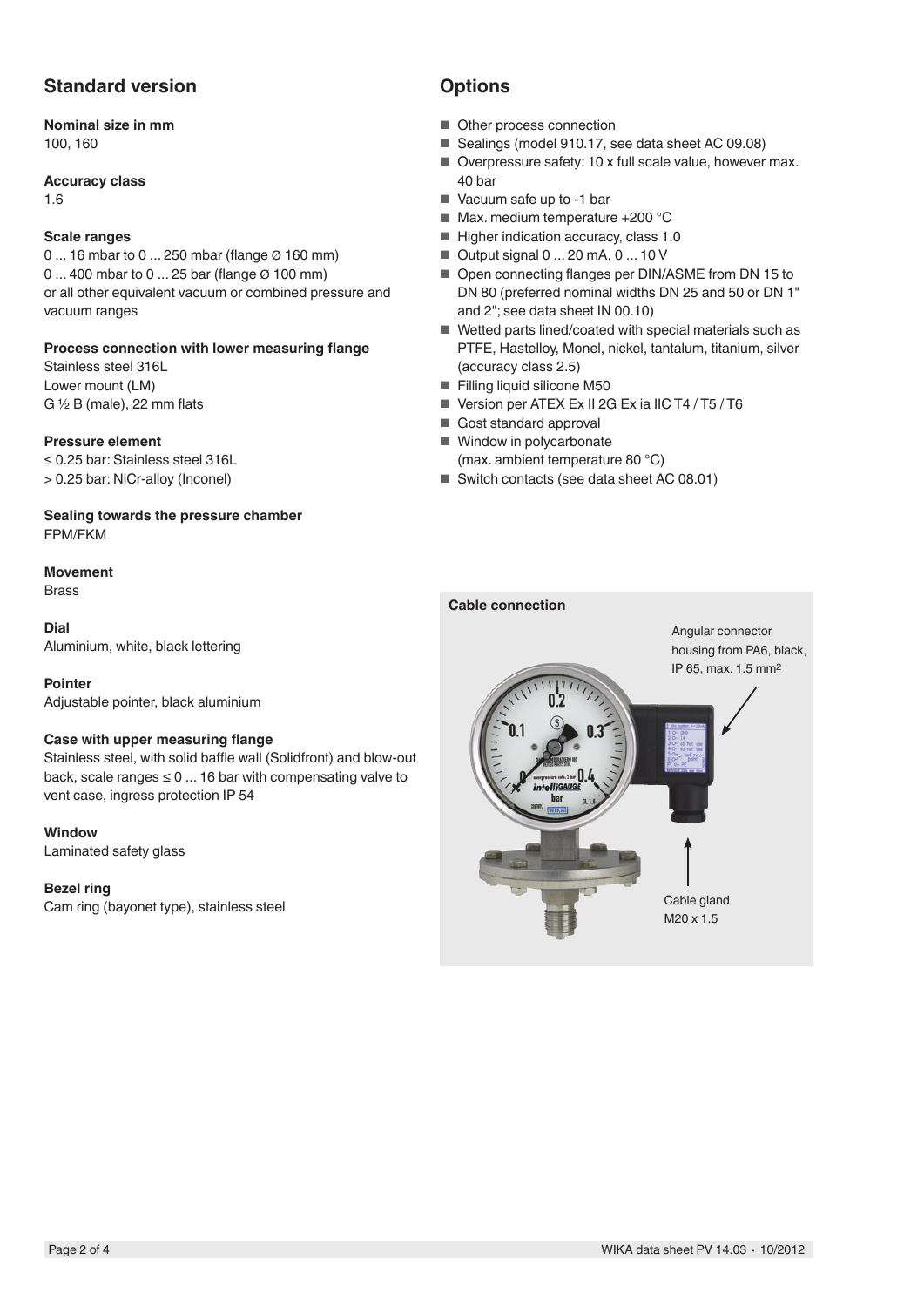## Standard version

**Nominal size in mm**
100, 160

**Accuracy class**
1.6

**Scale ranges**
0 ... 16 mbar to 0 ... 250 mbar (flange Ø 160 mm)
0 ... 400 mbar to 0 ... 25 bar (flange Ø 100 mm)
or all other equivalent vacuum or combined pressure and vacuum ranges

**Process connection with lower measuring flange**
Stainless steel 316L
Lower mount (LM)
G ½ B (male), 22 mm flats

**Pressure element**
≤ 0.25 bar: Stainless steel 316L
> 0.25 bar: NiCr-alloy (Inconel)

**Sealing towards the pressure chamber**
FPM/FKM

**Movement**
Brass

**Dial**
Aluminium, white, black lettering

**Pointer**
Adjustable pointer, black aluminium

**Case with upper measuring flange**
Stainless steel, with solid baffle wall (Solidfront) and blow-out back, scale ranges ≤ 0 ... 16 bar with compensating valve to vent case, ingress protection IP 54

**Window**
Laminated safety glass

**Bezel ring**
Cam ring (bayonet type), stainless steel

## Options

- Other process connection
- Sealings (model 910.17, see data sheet AC 09.08)
- Overpressure safety: 10 x full scale value, however max. 40 bar
- Vacuum safe up to -1 bar
- Max. medium temperature +200 °C
- Higher indication accuracy, class 1.0
- Output signal 0 ... 20 mA, 0 ... 10 V
- Open connecting flanges per DIN/ASME from DN 15 to DN 80 (preferred nominal widths DN 25 and 50 or DN 1" and 2"; see data sheet IN 00.10)
- Wetted parts lined/coated with special materials such as PTFE, Hastelloy, Monel, nickel, tantalum, titanium, silver (accuracy class 2.5)
- Filling liquid silicone M50
- Version per ATEX Ex II 2G Ex ia IIC T4 / T5 / T6
- Gost standard approval
- Window in polycarbonate (max. ambient temperature 80 °C)
- Switch contacts (see data sheet AC 08.01)

**Cable connection**

Angular connector housing from PA6, black, IP 65, max. 1.5 mm²

Cable gland M20 x 1.5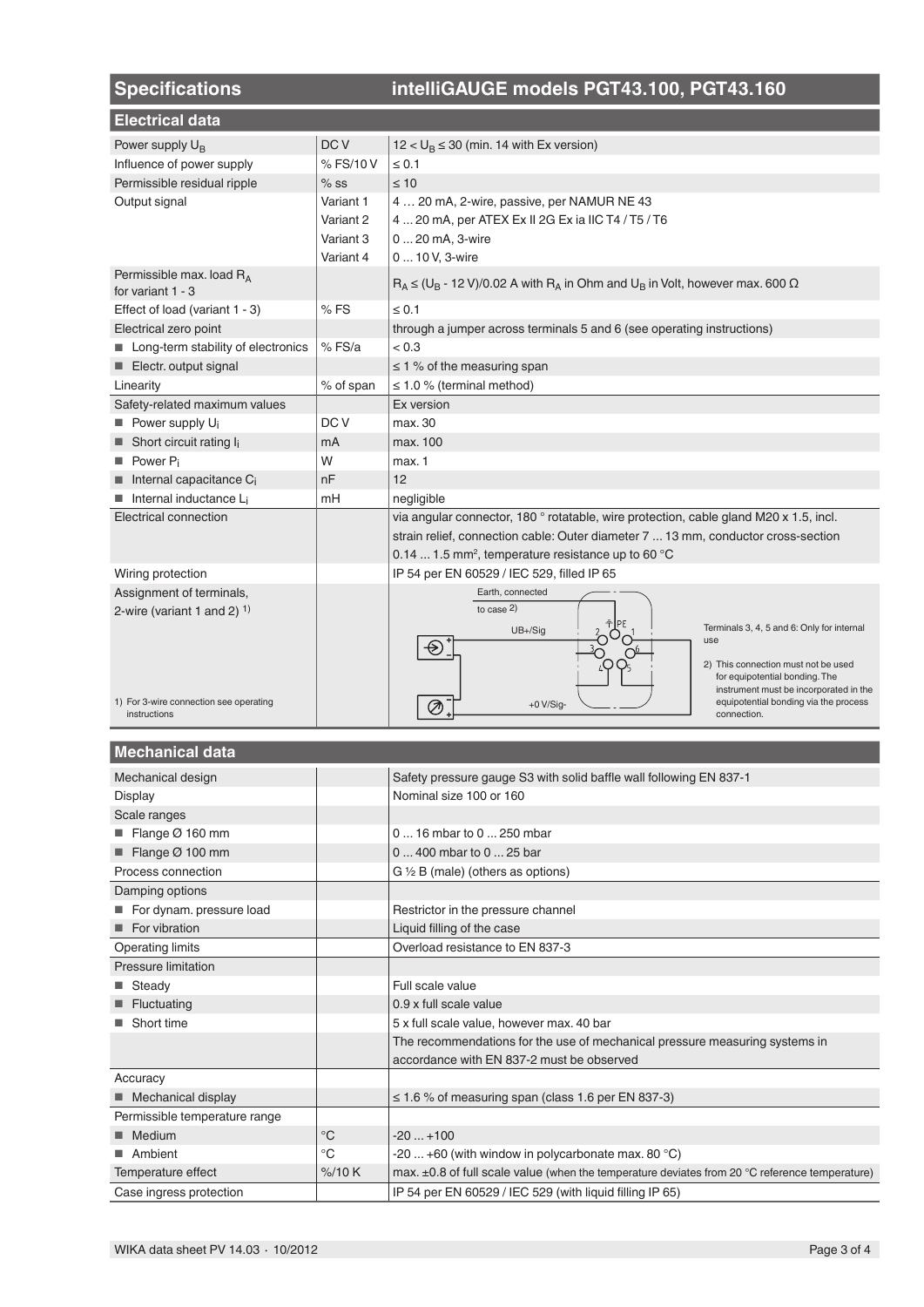## Specifications — intelliGAUGE models PGT43.100, PGT43.160

### Electrical data

| | | |
|---|---|---|
| Power supply $U_B$ | DC V | $12 < U_B \leq 30$ (min. 14 with Ex version) |
| Influence of power supply | % FS/10 V | ≤ 0.1 |
| Permissible residual ripple | % ss | ≤ 10 |
| Output signal | Variant 1 | 4 … 20 mA, 2-wire, passive, per NAMUR NE 43 |
| | Variant 2 | 4 ... 20 mA, per ATEX Ex II 2G Ex ia IIC T4 / T5 / T6 |
| | Variant 3 | 0 ... 20 mA, 3-wire |
| | Variant 4 | 0 ... 10 V, 3-wire |
| Permissible max. load $R_A$ for variant 1 - 3 | | $R_A \leq (U_B - 12\ V)/0.02\ A$ with $R_A$ in Ohm and $U_B$ in Volt, however max. 600 Ω |
| Effect of load (variant 1 - 3) | % FS | ≤ 0.1 |
| Electrical zero point | | through a jumper across terminals 5 and 6 (see operating instructions) |
| ■ Long-term stability of electronics | % FS/a | < 0.3 |
| ■ Electr. output signal | | ≤ 1 % of the measuring span |
| Linearity | % of span | ≤ 1.0 % (terminal method) |
| Safety-related maximum values | | Ex version |
| ■ Power supply $U_i$ | DC V | max. 30 |
| ■ Short circuit rating $I_i$ | mA | max. 100 |
| ■ Power $P_i$ | W | max. 1 |
| ■ Internal capacitance $C_i$ | nF | 12 |
| ■ Internal inductance $L_i$ | mH | negligible |
| Electrical connection | | via angular connector, 180 ° rotatable, wire protection, cable gland M20 x 1.5, incl. strain relief, connection cable: Outer diameter 7 ... 13 mm, conductor cross-section 0.14 ... 1.5 mm², temperature resistance up to 60 °C |
| Wiring protection | | IP 54 per EN 60529 / IEC 529, filled IP 65 |
| Assignment of terminals, 2-wire (variant 1 and 2) [1] | | Earth, connected to case [2]; UB+/Sig; +0 V/Sig-; PE; terminals 1–6. Terminals 3, 4, 5 and 6: Only for internal use |

1) For 3-wire connection see operating instructions

2) This connection must not be used for equipotential bonding. The instrument must be incorporated in the equipotential bonding via the process connection.

### Mechanical data

| | | |
|---|---|---|
| Mechanical design | | Safety pressure gauge S3 with solid baffle wall following EN 837-1 |
| Display | | Nominal size 100 or 160 |
| Scale ranges | | |
| ■ Flange Ø 160 mm | | 0 ... 16 mbar to 0 ... 250 mbar |
| ■ Flange Ø 100 mm | | 0 ... 400 mbar to 0 ... 25 bar |
| Process connection | | G ½ B (male) (others as options) |
| Damping options | | |
| ■ For dynam. pressure load | | Restrictor in the pressure channel |
| ■ For vibration | | Liquid filling of the case |
| Operating limits | | Overload resistance to EN 837-3 |
| Pressure limitation | | |
| ■ Steady | | Full scale value |
| ■ Fluctuating | | 0.9 x full scale value |
| ■ Short time | | 5 x full scale value, however max. 40 bar |
| | | The recommendations for the use of mechanical pressure measuring systems in accordance with EN 837-2 must be observed |
| Accuracy | | |
| ■ Mechanical display | | ≤ 1.6 % of measuring span (class 1.6 per EN 837-3) |
| Permissible temperature range | | |
| ■ Medium | °C | -20 ... +100 |
| ■ Ambient | °C | -20 ... +60 (with window in polycarbonate max. 80 °C) |
| Temperature effect | %/10 K | max. ±0.8 of full scale value (when the temperature deviates from 20 °C reference temperature) |
| Case ingress protection | | IP 54 per EN 60529 / IEC 529 (with liquid filling IP 65) |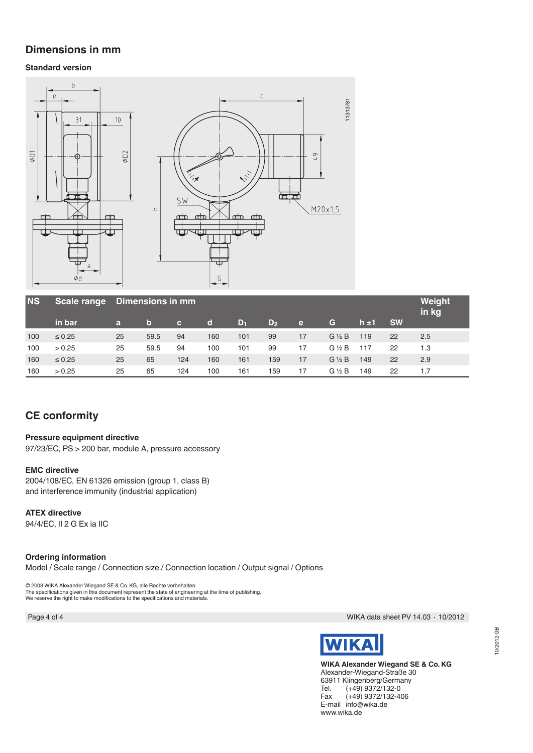## Dimensions in mm

### Standard version

| NS | Scale range | Dimensions in mm | | | | | | | | | | Weight in kg |
|---|---|---|---|---|---|---|---|---|---|---|---|---|
| | in bar | a | b | c | d | $D_1$ | $D_2$ | e | G | h ±1 | SW | |
| 100 | ≤ 0.25 | 25 | 59.5 | 94 | 160 | 101 | 99 | 17 | G ½ B | 119 | 22 | 2.5 |
| 100 | > 0.25 | 25 | 59.5 | 94 | 100 | 101 | 99 | 17 | G ½ B | 117 | 22 | 1.3 |
| 160 | ≤ 0.25 | 25 | 65 | 124 | 160 | 161 | 159 | 17 | G ½ B | 149 | 22 | 2.9 |
| 160 | > 0.25 | 25 | 65 | 124 | 100 | 161 | 159 | 17 | G ½ B | 149 | 22 | 1.7 |

## CE conformity

**Pressure equipment directive**
97/23/EC, PS > 200 bar, module A, pressure accessory

**EMC directive**
2004/108/EC, EN 61326 emission (group 1, class B)
and interference immunity (industrial application)

**ATEX directive**
94/4/EC, II 2 G Ex ia IIC

**Ordering information**
Model / Scale range / Connection size / Connection location / Output signal / Options

© 2008 WIKA Alexander Wiegand SE & Co. KG, alle Rechte vorbehalten.
The specifications given in this document represent the state of engineering at the time of publishing.
We reserve the right to make modifications to the specifications and materials.

**WIKA Alexander Wiegand SE & Co. KG**
Alexander-Wiegand-Straße 30
63911 Klingenberg/Germany
Tel. (+49) 9372/132-0
Fax (+49) 9372/132-406
E-mail info@wika.de
www.wika.de